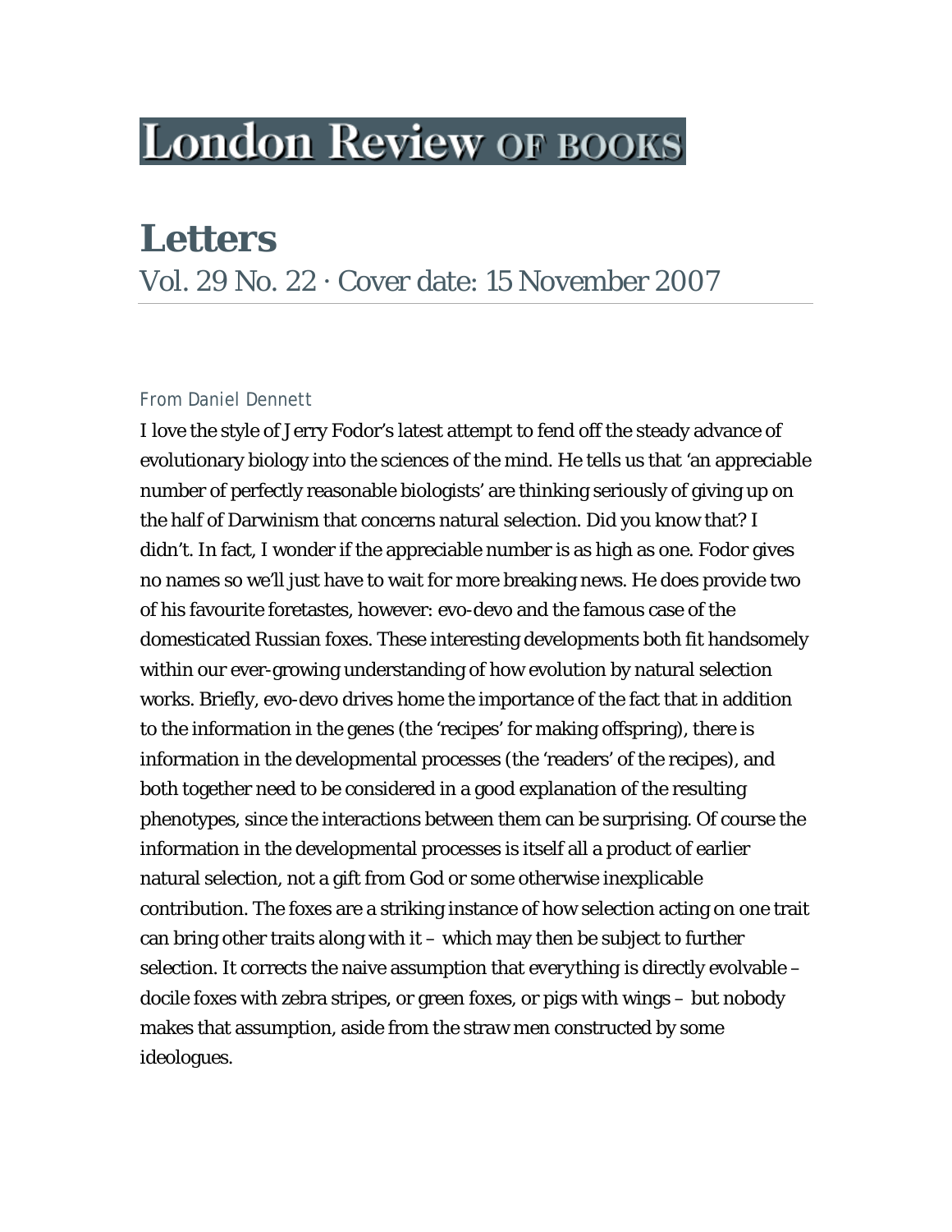# London Review of Books

## Letters

Vol. 29 No. 22 · Cover date: 15 November 2007

From Daniel Dennett

I love the style of Jerry Fodor's latest attempt to fend off the steady advance of evolutionary biology into the sciences of the mind. He tells us that 'an appreciable number of perfectly reasonable biologists' are thinking seriously of giving up on the half of Darwinism that concerns natural selection. Did you know that? I didn't. In fact, I wonder if the appreciable number is as high as one. Fodor gives no names so we'll just have to wait for more breaking news. He does provide two of his favourite foretastes, however: evo-devo and the famous case of the domesticated Russian foxes. These interesting developments both fit handsomely within our ever-growing understanding of how evolution by natural selection works. Briefly, evo-devo drives home the importance of the fact that in addition to the information in the genes (the 'recipes' for making offspring), there is information in the developmental processes (the 'readers' of the recipes), and both together need to be considered in a good explanation of the resulting phenotypes, since the interactions between them can be surprising. Of course the information in the developmental processes is itself all a product of earlier natural selection, not a gift from God or some otherwise inexplicable contribution. The foxes are a striking instance of how selection acting on one trait can bring other traits along with it – which may then be subject to further selection. It corrects the naive assumption that everything is directly evolvable – docile foxes with zebra stripes, or green foxes, or pigs with wings – but nobody makes that assumption, aside from the straw men constructed by some ideologues.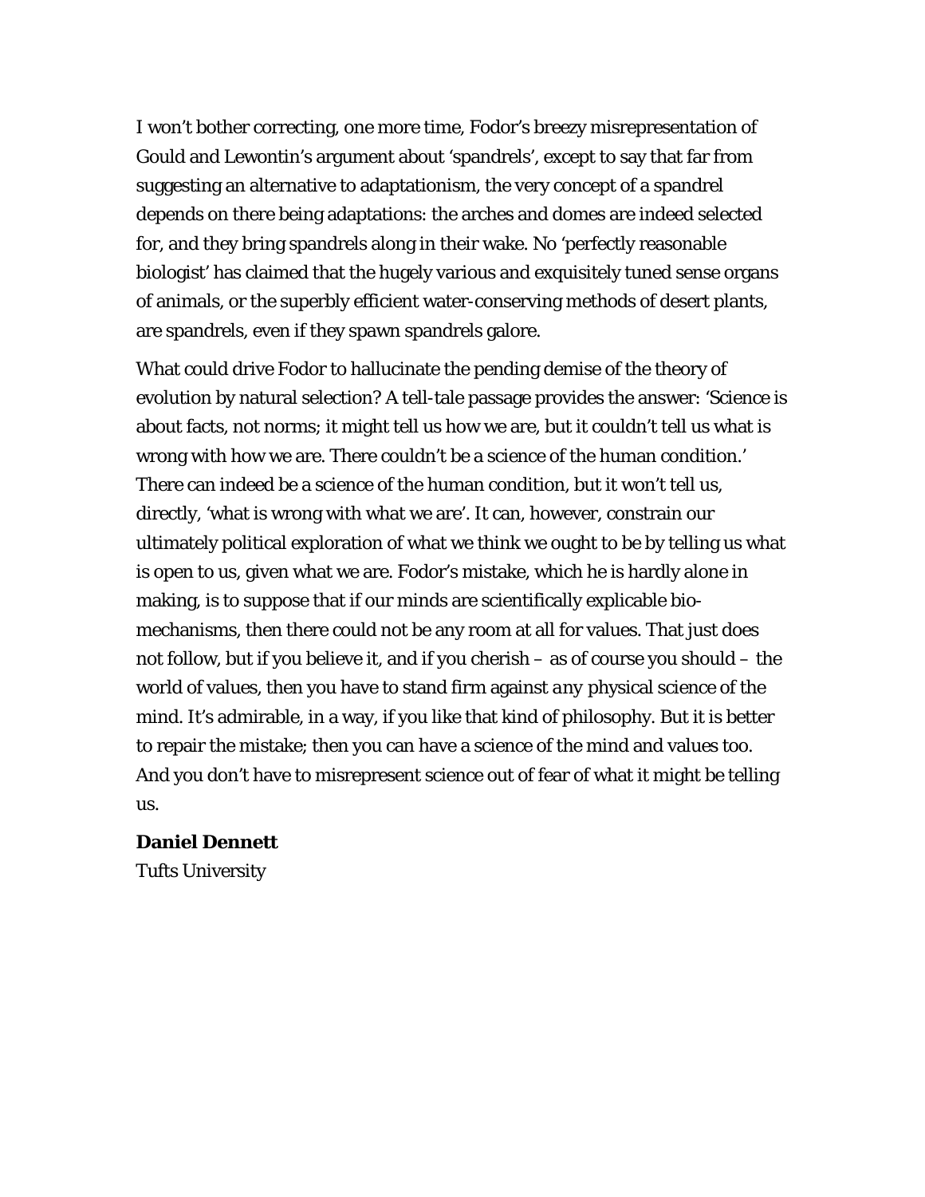I won't bother correcting, one more time, Fodor's breezy misrepresentation of Gould and Lewontin's argument about 'spandrels', except to say that far from suggesting an alternative to adaptationism, the very concept of a spandrel depends on there being adaptations: the arches and domes are indeed selected for, and they bring spandrels along in their wake. No 'perfectly reasonable biologist' has claimed that the hugely various and exquisitely tuned sense organs of animals, or the superbly efficient water-conserving methods of desert plants, are spandrels, even if they spawn spandrels galore.

What could drive Fodor to hallucinate the pending demise of the theory of evolution by natural selection? A tell-tale passage provides the answer: 'Science is about facts, not norms; it might tell us how we are, but it couldn't tell us what is wrong with how we are. There couldn't be a science of the human condition.' There can indeed be a science of the human condition, but it won't tell us, directly, 'what is wrong with what we are'. It can, however, constrain our ultimately political exploration of what we think we ought to be by telling us what is open to us, given what we are. Fodor's mistake, which he is hardly alone in making, is to suppose that if our minds are scientifically explicable bio-mechanisms, then there could not be any room at all for values. That just does not follow, but if you believe it, and if you cherish – as of course you should – the world of values, then you have to stand firm against *any* physical science of the mind. It's admirable, in a way, if you like that kind of philosophy. But it is better to repair the mistake; then you can have a science of the mind and values too. And you don't have to misrepresent science out of fear of what it might be telling us.

**Daniel Dennett**
Tufts University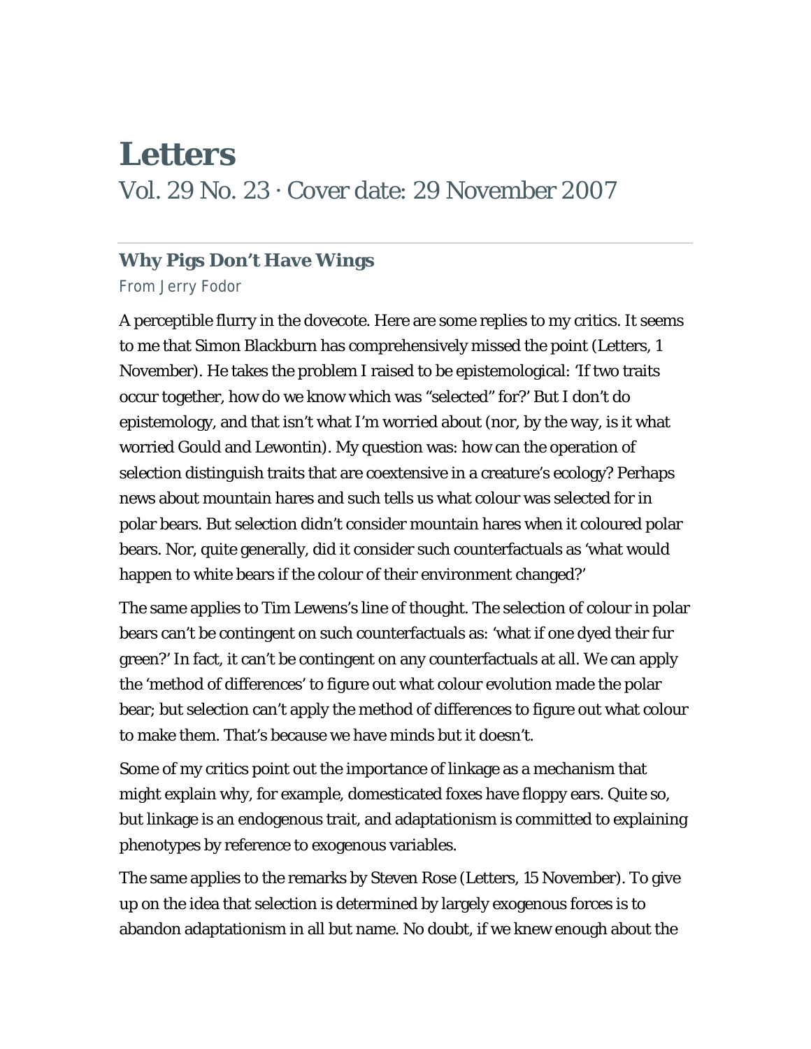# Letters

Vol. 29 No. 23 · Cover date: 29 November 2007

## Why Pigs Don't Have Wings

From Jerry Fodor

A perceptible flurry in the dovecote. Here are some replies to my critics. It seems to me that Simon Blackburn has comprehensively missed the point (Letters, 1 November). He takes the problem I raised to be epistemological: 'If two traits occur together, how do we know which was "selected" for?' But I don't do epistemology, and that isn't what I'm worried about (nor, by the way, is it what worried Gould and Lewontin). My question was: how can the operation of selection distinguish traits that are coextensive in a creature's ecology? Perhaps news about mountain hares and such tells us what colour was selected for in polar bears. But selection didn't consider mountain hares when it coloured polar bears. Nor, quite generally, did it consider such counterfactuals as 'what would happen to white bears if the colour of their environment changed?'

The same applies to Tim Lewens's line of thought. The selection of colour in polar bears can't be contingent on such counterfactuals as: 'what if one dyed their fur green?' In fact, it can't be contingent on any counterfactuals at all. We can apply the 'method of differences' to figure out what colour evolution made the polar bear; but selection can't apply the method of differences to figure out what colour to make them. That's because we have minds but it doesn't.

Some of my critics point out the importance of linkage as a mechanism that might explain why, for example, domesticated foxes have floppy ears. Quite so, but linkage is an endogenous trait, and adaptationism is committed to explaining phenotypes by reference to exogenous variables.

The same applies to the remarks by Steven Rose (Letters, 15 November). To give up on the idea that selection is determined by largely exogenous forces is to abandon adaptationism in all but name. No doubt, if we knew enough about the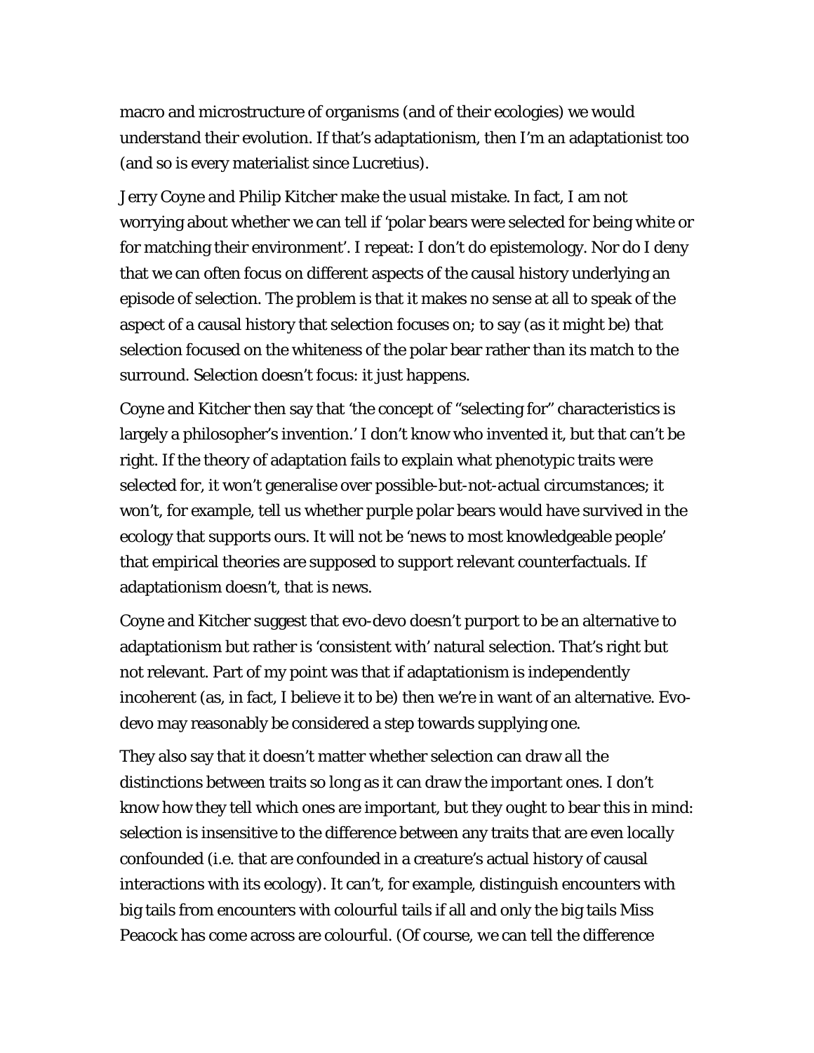macro and microstructure of organisms (and of their ecologies) we would understand their evolution. If that's adaptationism, then I'm an adaptationist too (and so is every materialist since Lucretius).

Jerry Coyne and Philip Kitcher make the usual mistake. In fact, I am not worrying about whether we can tell if 'polar bears were selected for being white or for matching their environment'. I repeat: I don't do epistemology. Nor do I deny that we can often focus on different aspects of the causal history underlying an episode of selection. The problem is that it makes no sense at all to speak of the aspect of a causal history that selection focuses on; to say (as it might be) that selection focused on the whiteness of the polar bear rather than its match to the surround. Selection doesn't focus: it just happens.

Coyne and Kitcher then say that 'the concept of "selecting for" characteristics is largely a philosopher's invention.' I don't know who invented it, but that can't be right. If the theory of adaptation fails to explain what phenotypic traits were selected for, it won't generalise over possible-but-not-actual circumstances; it won't, for example, tell us whether purple polar bears would have survived in the ecology that supports ours. It will not be 'news to most knowledgeable people' that empirical theories are supposed to support relevant counterfactuals. If adaptationism doesn't, that is news.

Coyne and Kitcher suggest that evo-devo doesn't purport to be an alternative to adaptationism but rather is 'consistent with' natural selection. That's right but not relevant. Part of my point was that if adaptationism is independently incoherent (as, in fact, I believe it to be) then we're in want of an alternative. Evo-devo may reasonably be considered a step towards supplying one.

They also say that it doesn't matter whether selection can draw all the distinctions between traits so long as it can draw the important ones. I don't know how they tell which ones are important, but they ought to bear this in mind: selection is insensitive to the difference between any traits that are even *locally* confounded (i.e. that are confounded in a creature's actual history of causal interactions with its ecology). It can't, for example, distinguish encounters with big tails from encounters with colourful tails if all and only the big tails Miss Peacock has come across are colourful. (Of course, *we* can tell the difference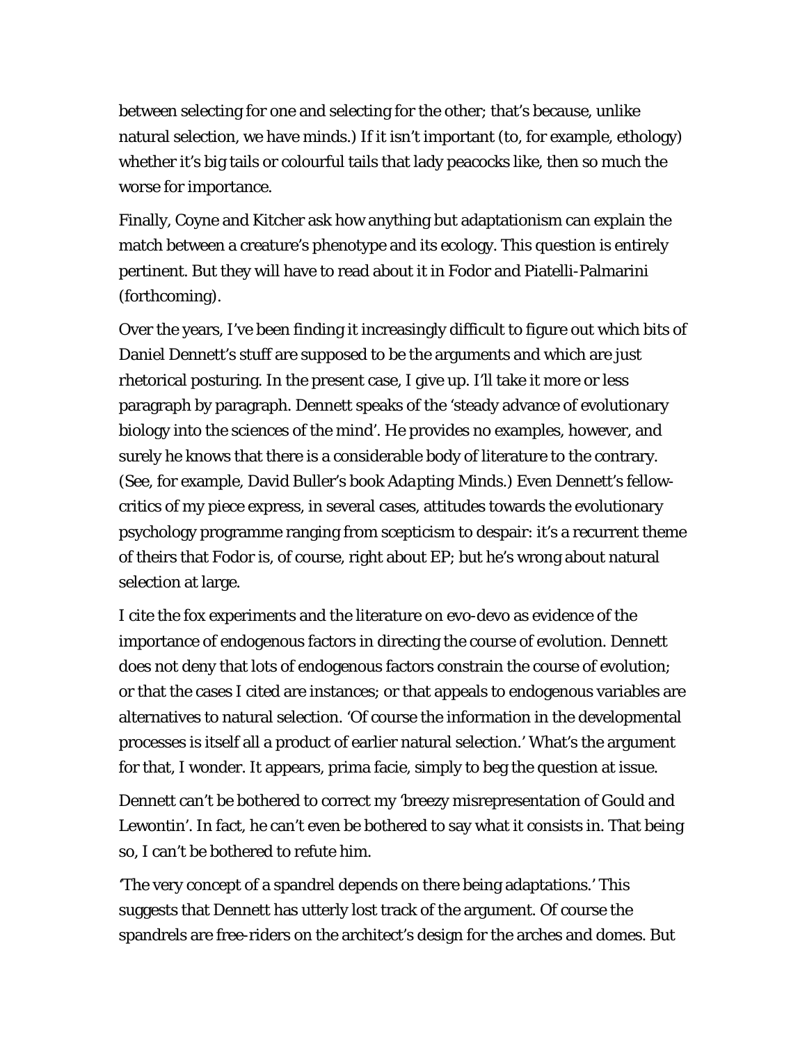between selecting for one and selecting for the other; that's because, unlike natural selection, we have minds.) If it isn't important (to, for example, ethology) whether it's big tails or colourful tails that lady peacocks like, then so much the worse for importance.

Finally, Coyne and Kitcher ask how anything but adaptationism can explain the match between a creature's phenotype and its ecology. This question is entirely pertinent. But they will have to read about it in Fodor and Piatelli-Palmarini (forthcoming).

Over the years, I've been finding it increasingly difficult to figure out which bits of Daniel Dennett's stuff are supposed to be the arguments and which are just rhetorical posturing. In the present case, I give up. I'll take it more or less paragraph by paragraph. Dennett speaks of the 'steady advance of evolutionary biology into the sciences of the mind'. He provides no examples, however, and surely he knows that there is a considerable body of literature to the contrary. (See, for example, David Buller's book *Adapting Minds*.) Even Dennett's fellow-critics of my piece express, in several cases, attitudes towards the evolutionary psychology programme ranging from scepticism to despair: it's a recurrent theme of theirs that Fodor is, of course, right about EP; but he's wrong about natural selection at large.

I cite the fox experiments and the literature on evo-devo as evidence of the importance of endogenous factors in directing the course of evolution. Dennett does not deny that lots of endogenous factors constrain the course of evolution; or that the cases I cited are instances; or that appeals to endogenous variables are alternatives to natural selection. 'Of course the information in the developmental processes is itself all a product of earlier natural selection.' What's the argument for that, I wonder. It appears, prima facie, simply to beg the question at issue.

Dennett can't be bothered to correct my 'breezy misrepresentation of Gould and Lewontin'. In fact, he can't even be bothered to say what it consists in. That being so, I can't be bothered to refute him.

'The very concept of a spandrel depends on there being adaptations.' This suggests that Dennett has utterly lost track of the argument. Of course the spandrels are free-riders on the architect's design for the arches and domes. But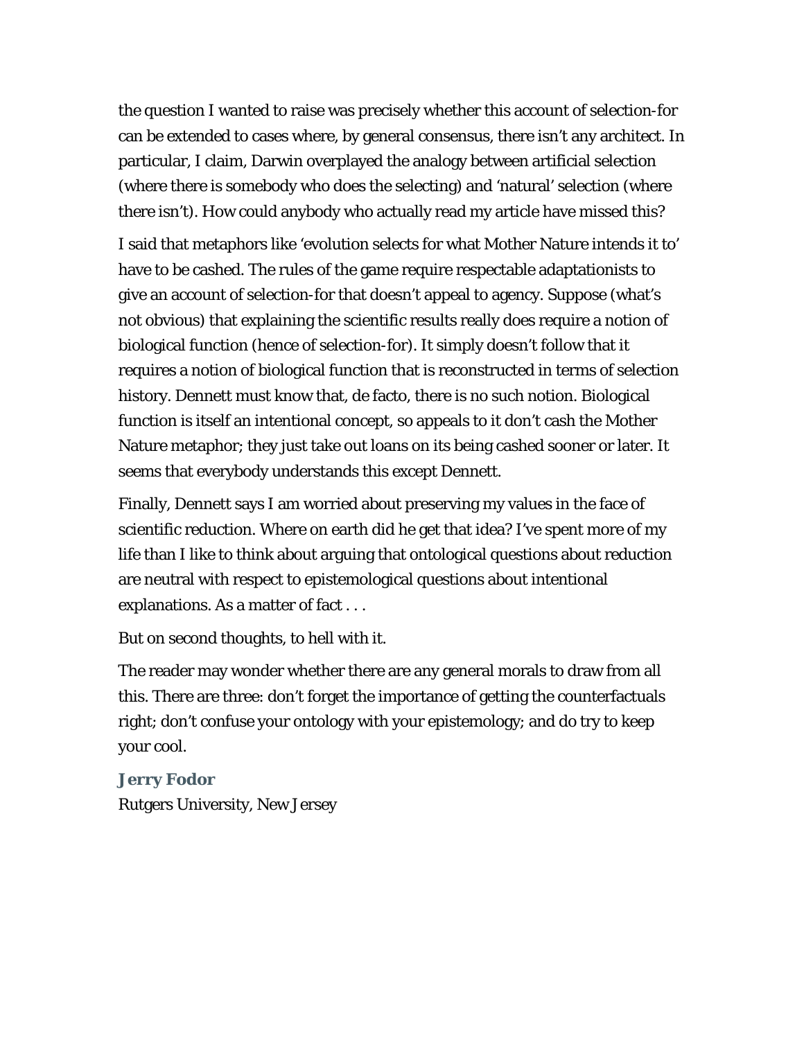the question I wanted to raise was precisely whether this account of selection-for can be extended to cases where, by general consensus, there isn't any architect. In particular, I claim, Darwin overplayed the analogy between artificial selection (where there is somebody who does the selecting) and 'natural' selection (where there isn't). How could anybody who actually read my article have missed this?

I said that metaphors like 'evolution selects for what Mother Nature intends it to' have to be cashed. The rules of the game require respectable adaptationists to give an account of selection-for that doesn't appeal to agency. Suppose (what's not obvious) that explaining the scientific results really does require a notion of biological function (hence of selection-for). It simply doesn't follow that it requires a notion of biological function that is reconstructed in terms of selection history. Dennett must know that, de facto, there is no such notion. Biological function is itself an intentional concept, so appeals to it don't cash the Mother Nature metaphor; they just take out loans on its being cashed sooner or later. It seems that everybody understands this except Dennett.

Finally, Dennett says I am worried about preserving my values in the face of scientific reduction. Where on earth did he get that idea? I've spent more of my life than I like to think about arguing that ontological questions about reduction are neutral with respect to epistemological questions about intentional explanations. As a matter of fact . . .

But on second thoughts, to hell with it.

The reader may wonder whether there are any general morals to draw from all this. There are three: don't forget the importance of getting the counterfactuals right; don't confuse your ontology with your epistemology; and do try to keep your cool.

**Jerry Fodor**
Rutgers University, New Jersey